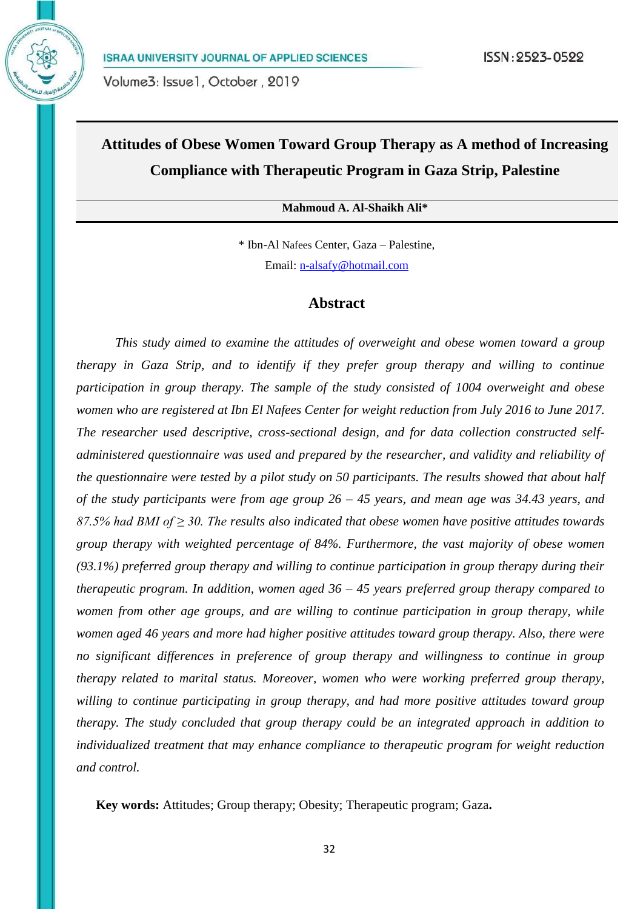# Attitudes of Obese Women Toward Group Therapy as A method of Increasing Compliance with Therapeutic Program in Gaza Strip, Palestine

**Mahmoud A. Al-Shaikh Ali***

\* Ibn-Al Nafees Center, Gaza – Palestine,

Email: n-alsafy@hotmail.com

## Abstract

*This study aimed to examine the attitudes of overweight and obese women toward a group therapy in Gaza Strip, and to identify if they prefer group therapy and willing to continue participation in group therapy. The sample of the study consisted of 1004 overweight and obese women who are registered at Ibn El Nafees Center for weight reduction from July 2016 to June 2017. The researcher used descriptive, cross-sectional design, and for data collection constructed self-administered questionnaire was used and prepared by the researcher, and validity and reliability of the questionnaire were tested by a pilot study on 50 participants. The results showed that about half of the study participants were from age group 26 – 45 years, and mean age was 34.43 years, and 87.5% had BMI of ≥ 30. The results also indicated that obese women have positive attitudes towards group therapy with weighted percentage of 84%. Furthermore, the vast majority of obese women (93.1%) preferred group therapy and willing to continue participation in group therapy during their therapeutic program. In addition, women aged 36 – 45 years preferred group therapy compared to women from other age groups, and are willing to continue participation in group therapy, while women aged 46 years and more had higher positive attitudes toward group therapy. Also, there were no significant differences in preference of group therapy and willingness to continue in group therapy related to marital status. Moreover, women who were working preferred group therapy, willing to continue participating in group therapy, and had more positive attitudes toward group therapy. The study concluded that group therapy could be an integrated approach in addition to individualized treatment that may enhance compliance to therapeutic program for weight reduction and control.*

**Key words:** Attitudes; Group therapy; Obesity; Therapeutic program; Gaza**.**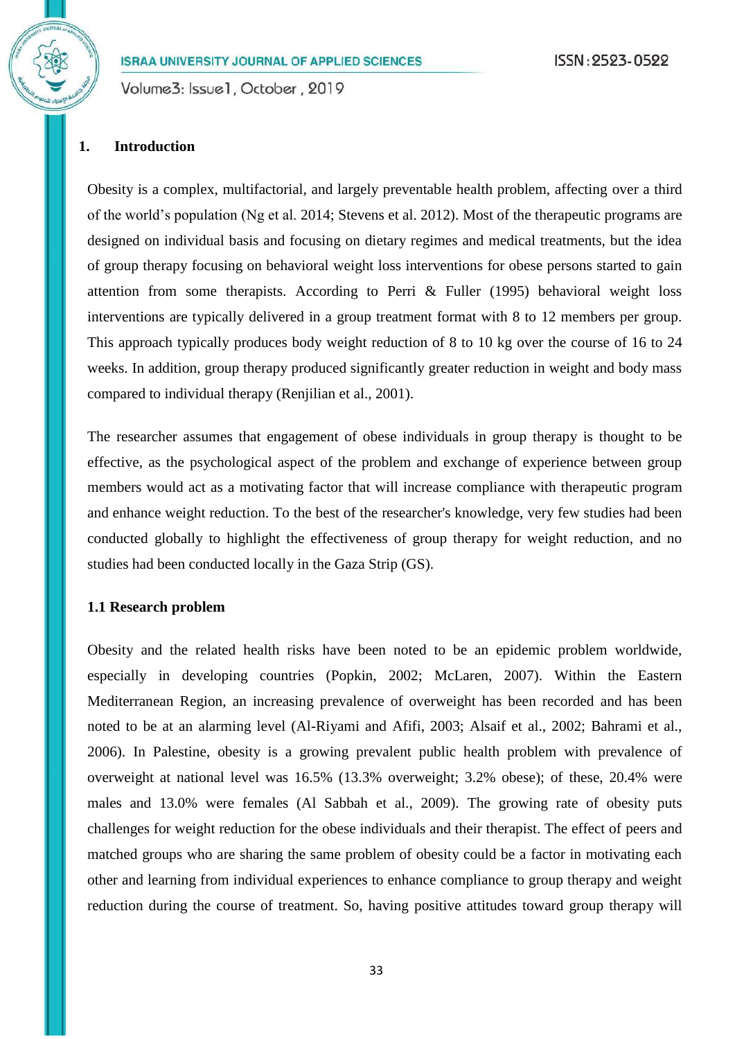## 1. Introduction

Obesity is a complex, multifactorial, and largely preventable health problem, affecting over a third of the world's population (Ng et al. 2014; Stevens et al. 2012). Most of the therapeutic programs are designed on individual basis and focusing on dietary regimes and medical treatments, but the idea of group therapy focusing on behavioral weight loss interventions for obese persons started to gain attention from some therapists. According to Perri & Fuller (1995) behavioral weight loss interventions are typically delivered in a group treatment format with 8 to 12 members per group. This approach typically produces body weight reduction of 8 to 10 kg over the course of 16 to 24 weeks. In addition, group therapy produced significantly greater reduction in weight and body mass compared to individual therapy (Renjilian et al., 2001).

The researcher assumes that engagement of obese individuals in group therapy is thought to be effective, as the psychological aspect of the problem and exchange of experience between group members would act as a motivating factor that will increase compliance with therapeutic program and enhance weight reduction. To the best of the researcher's knowledge, very few studies had been conducted globally to highlight the effectiveness of group therapy for weight reduction, and no studies had been conducted locally in the Gaza Strip (GS).

### 1.1 Research problem

Obesity and the related health risks have been noted to be an epidemic problem worldwide, especially in developing countries (Popkin, 2002; McLaren, 2007). Within the Eastern Mediterranean Region, an increasing prevalence of overweight has been recorded and has been noted to be at an alarming level (Al-Riyami and Afifi, 2003; Alsaif et al., 2002; Bahrami et al., 2006). In Palestine, obesity is a growing prevalent public health problem with prevalence of overweight at national level was 16.5% (13.3% overweight; 3.2% obese); of these, 20.4% were males and 13.0% were females (Al Sabbah et al., 2009). The growing rate of obesity puts challenges for weight reduction for the obese individuals and their therapist. The effect of peers and matched groups who are sharing the same problem of obesity could be a factor in motivating each other and learning from individual experiences to enhance compliance to group therapy and weight reduction during the course of treatment. So, having positive attitudes toward group therapy will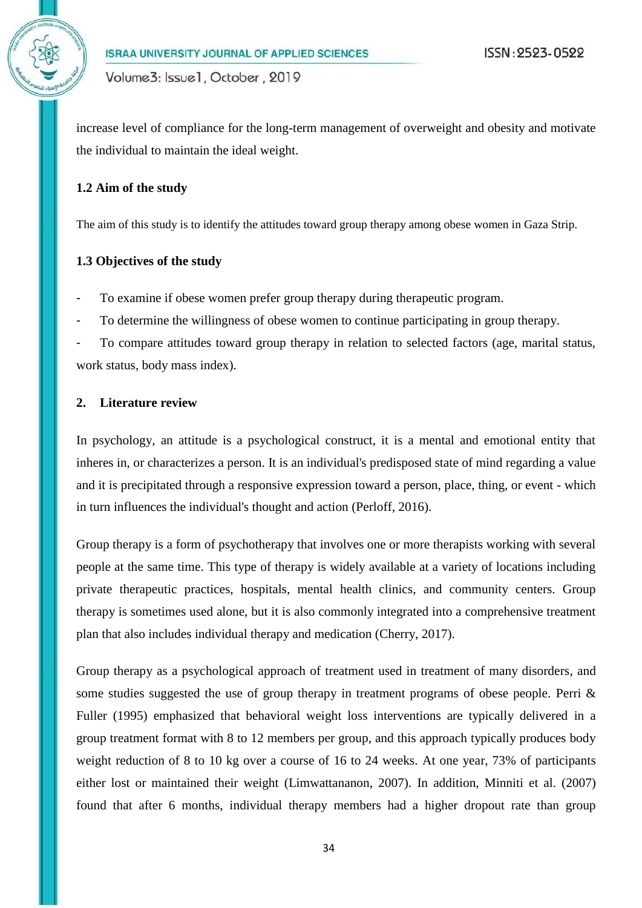increase level of compliance for the long-term management of overweight and obesity and motivate the individual to maintain the ideal weight.

### 1.2 Aim of the study

The aim of this study is to identify the attitudes toward group therapy among obese women in Gaza Strip.

### 1.3 Objectives of the study

- To examine if obese women prefer group therapy during therapeutic program.
- To determine the willingness of obese women to continue participating in group therapy.
- To compare attitudes toward group therapy in relation to selected factors (age, marital status, work status, body mass index).

## 2. Literature review

In psychology, an attitude is a psychological construct, it is a mental and emotional entity that inheres in, or characterizes a person. It is an individual's predisposed state of mind regarding a value and it is precipitated through a responsive expression toward a person, place, thing, or event - which in turn influences the individual's thought and action (Perloff, 2016).

Group therapy is a form of psychotherapy that involves one or more therapists working with several people at the same time. This type of therapy is widely available at a variety of locations including private therapeutic practices, hospitals, mental health clinics, and community centers. Group therapy is sometimes used alone, but it is also commonly integrated into a comprehensive treatment plan that also includes individual therapy and medication (Cherry, 2017).

Group therapy as a psychological approach of treatment used in treatment of many disorders, and some studies suggested the use of group therapy in treatment programs of obese people. Perri & Fuller (1995) emphasized that behavioral weight loss interventions are typically delivered in a group treatment format with 8 to 12 members per group, and this approach typically produces body weight reduction of 8 to 10 kg over a course of 16 to 24 weeks. At one year, 73% of participants either lost or maintained their weight (Limwattananon, 2007). In addition, Minniti et al. (2007) found that after 6 months, individual therapy members had a higher dropout rate than group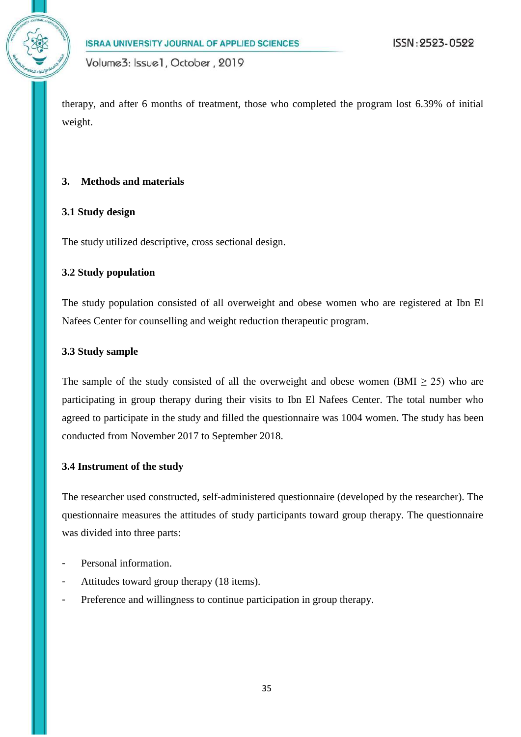therapy, and after 6 months of treatment, those who completed the program lost 6.39% of initial weight.

## 3. Methods and materials

### 3.1 Study design

The study utilized descriptive, cross sectional design.

### 3.2 Study population

The study population consisted of all overweight and obese women who are registered at Ibn El Nafees Center for counselling and weight reduction therapeutic program.

### 3.3 Study sample

The sample of the study consisted of all the overweight and obese women (BMI $\geq$ 25) who are participating in group therapy during their visits to Ibn El Nafees Center. The total number who agreed to participate in the study and filled the questionnaire was 1004 women. The study has been conducted from November 2017 to September 2018.

### 3.4 Instrument of the study

The researcher used constructed, self-administered questionnaire (developed by the researcher). The questionnaire measures the attitudes of study participants toward group therapy. The questionnaire was divided into three parts:

- Personal information.
- Attitudes toward group therapy (18 items).
- Preference and willingness to continue participation in group therapy.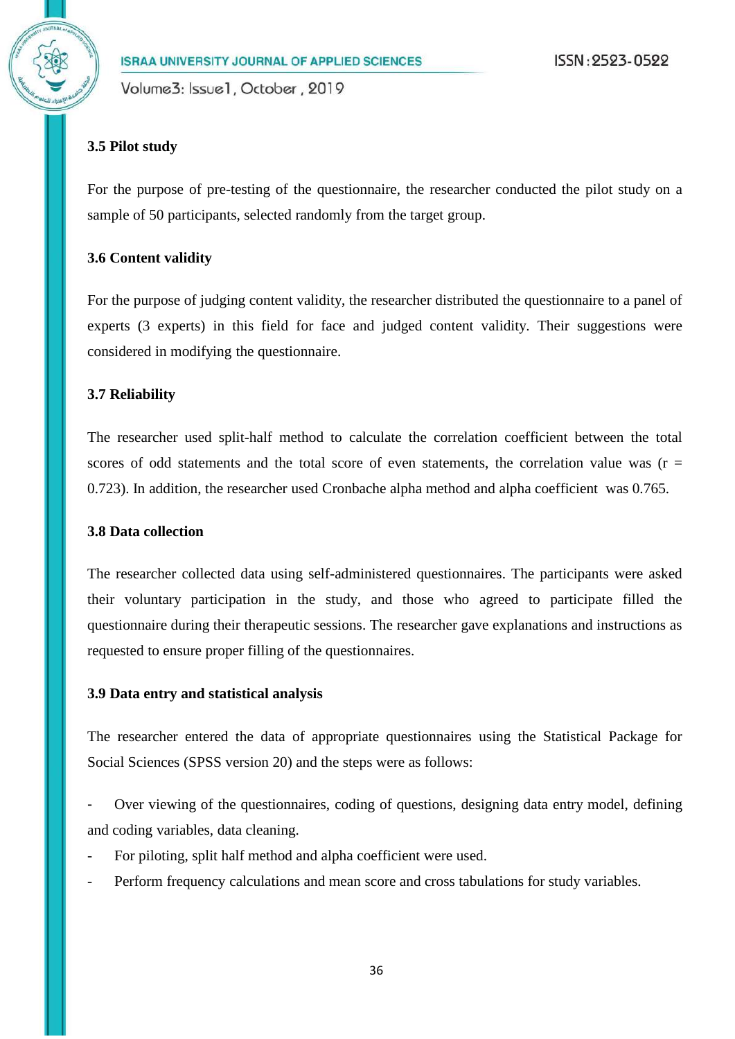### 3.5 Pilot study

For the purpose of pre-testing of the questionnaire, the researcher conducted the pilot study on a sample of 50 participants, selected randomly from the target group.

### 3.6 Content validity

For the purpose of judging content validity, the researcher distributed the questionnaire to a panel of experts (3 experts) in this field for face and judged content validity. Their suggestions were considered in modifying the questionnaire.

### 3.7 Reliability

The researcher used split-half method to calculate the correlation coefficient between the total scores of odd statements and the total score of even statements, the correlation value was ($r = 0.723$). In addition, the researcher used Cronbache alpha method and alpha coefficient was 0.765.

### 3.8 Data collection

The researcher collected data using self-administered questionnaires. The participants were asked their voluntary participation in the study, and those who agreed to participate filled the questionnaire during their therapeutic sessions. The researcher gave explanations and instructions as requested to ensure proper filling of the questionnaires.

### 3.9 Data entry and statistical analysis

The researcher entered the data of appropriate questionnaires using the Statistical Package for Social Sciences (SPSS version 20) and the steps were as follows:

- Over viewing of the questionnaires, coding of questions, designing data entry model, defining and coding variables, data cleaning.
- For piloting, split half method and alpha coefficient were used.
- Perform frequency calculations and mean score and cross tabulations for study variables.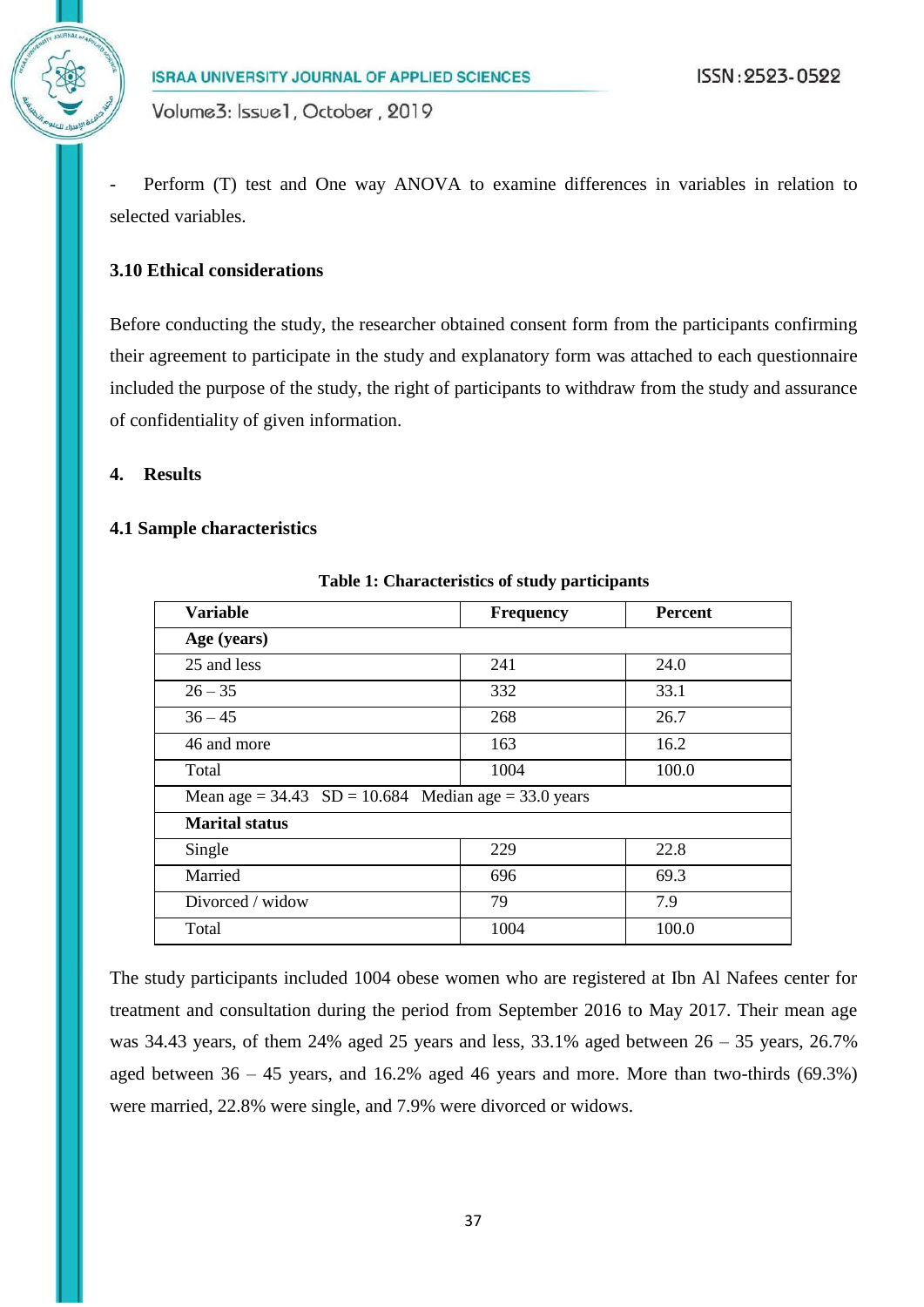- Perform (T) test and One way ANOVA to examine differences in variables in relation to selected variables.

### 3.10 Ethical considerations

Before conducting the study, the researcher obtained consent form from the participants confirming their agreement to participate in the study and explanatory form was attached to each questionnaire included the purpose of the study, the right of participants to withdraw from the study and assurance of confidentiality of given information.

## 4. Results

### 4.1 Sample characteristics

**Table 1: Characteristics of study participants**

| Variable | Frequency | Percent |
|---|---|---|
| **Age (years)** | | |
| 25 and less | 241 | 24.0 |
| 26 – 35 | 332 | 33.1 |
| 36 – 45 | 268 | 26.7 |
| 46 and more | 163 | 16.2 |
| Total | 1004 | 100.0 |
| Mean age = 34.43 SD = 10.684 Median age = 33.0 years | | |
| **Marital status** | | |
| Single | 229 | 22.8 |
| Married | 696 | 69.3 |
| Divorced / widow | 79 | 7.9 |
| Total | 1004 | 100.0 |

The study participants included 1004 obese women who are registered at Ibn Al Nafees center for treatment and consultation during the period from September 2016 to May 2017. Their mean age was 34.43 years, of them 24% aged 25 years and less, 33.1% aged between 26 – 35 years, 26.7% aged between 36 – 45 years, and 16.2% aged 46 years and more. More than two-thirds (69.3%) were married, 22.8% were single, and 7.9% were divorced or widows.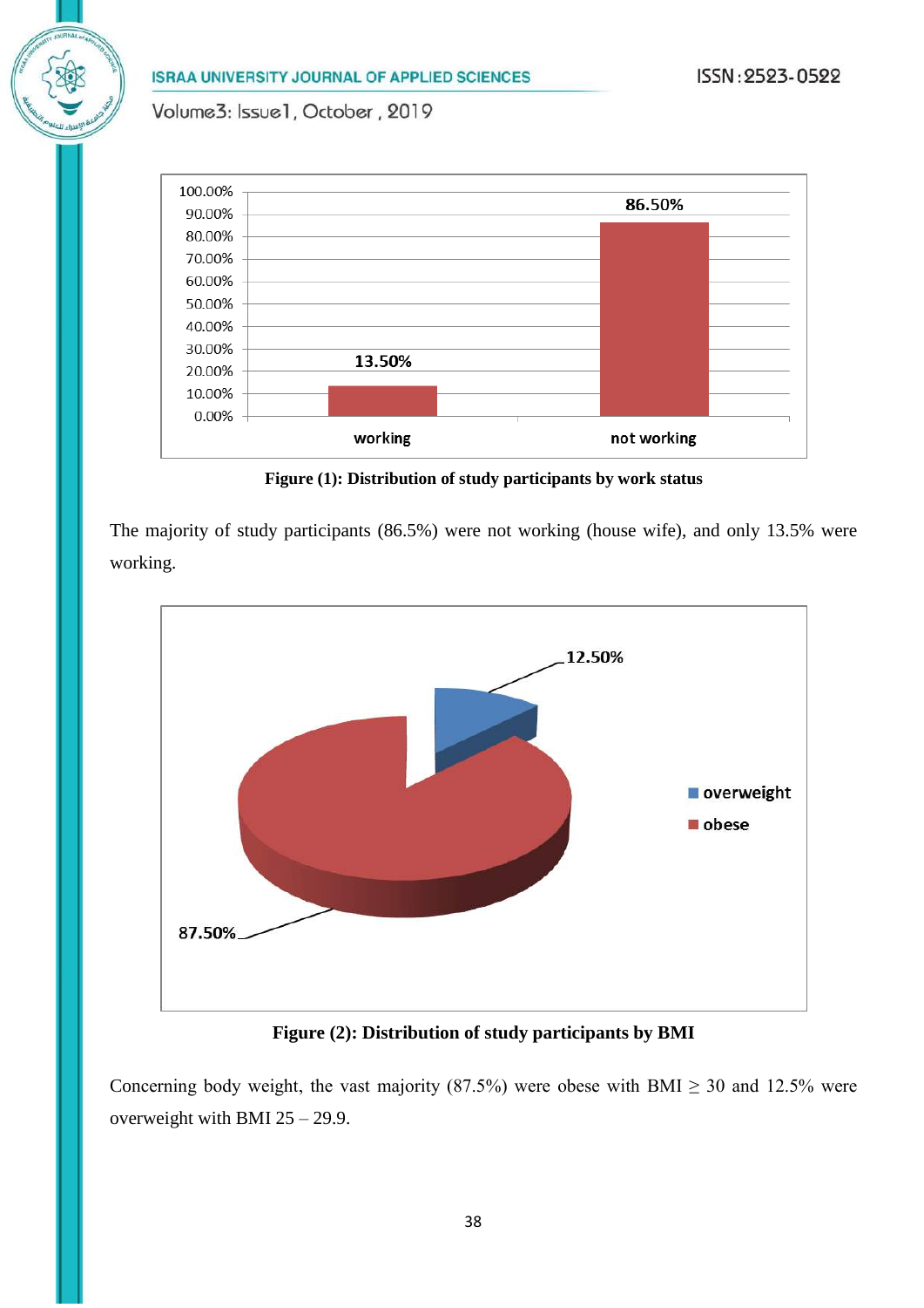Figure (1): Distribution of study participants by work status

The majority of study participants (86.5%) were not working (house wife), and only 13.5% were working.

Figure (2): Distribution of study participants by BMI

Concerning body weight, the vast majority (87.5%) were obese with BMI ≥ 30 and 12.5% were overweight with BMI 25 – 29.9.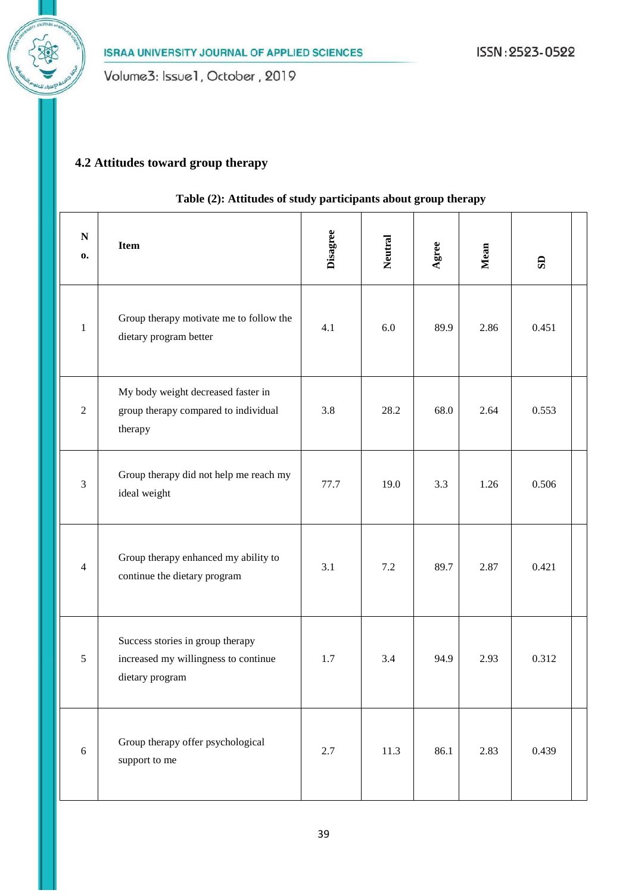### 4.2 Attitudes toward group therapy

**Table (2): Attitudes of study participants about group therapy**

| No. | Item | Disagree | Neutral | Agree | Mean | SD |
|---|---|---|---|---|---|---|
| 1 | Group therapy motivate me to follow the dietary program better | 4.1 | 6.0 | 89.9 | 2.86 | 0.451 |
| 2 | My body weight decreased faster in group therapy compared to individual therapy | 3.8 | 28.2 | 68.0 | 2.64 | 0.553 |
| 3 | Group therapy did not help me reach my ideal weight | 77.7 | 19.0 | 3.3 | 1.26 | 0.506 |
| 4 | Group therapy enhanced my ability to continue the dietary program | 3.1 | 7.2 | 89.7 | 2.87 | 0.421 |
| 5 | Success stories in group therapy increased my willingness to continue dietary program | 1.7 | 3.4 | 94.9 | 2.93 | 0.312 |
| 6 | Group therapy offer psychological support to me | 2.7 | 11.3 | 86.1 | 2.83 | 0.439 |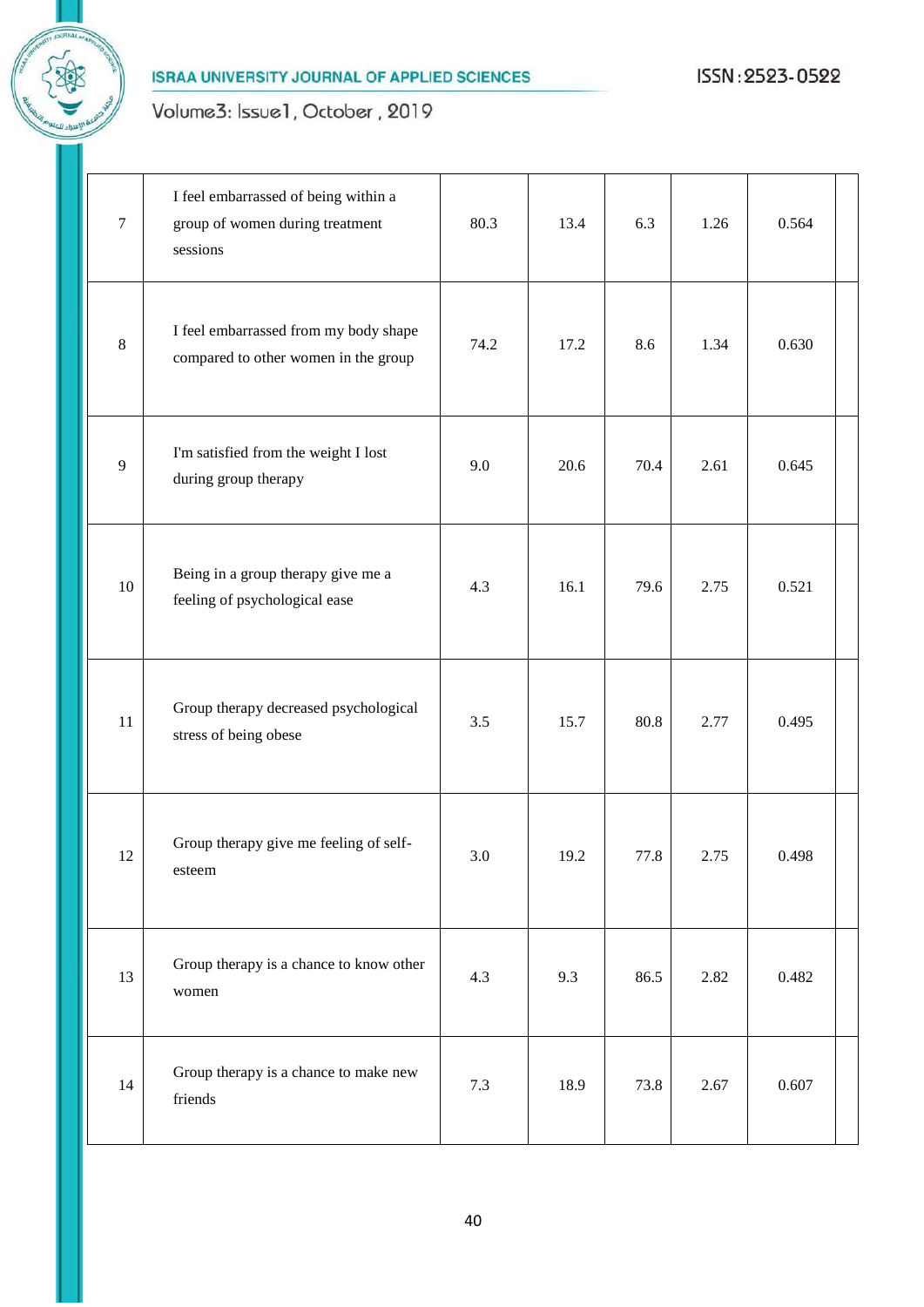| | | | | | | | |
|---|---|---|---|---|---|---|---|
| 7 | I feel embarrassed of being within a group of women during treatment sessions | 80.3 | 13.4 | 6.3 | 1.26 | 0.564 | |
| 8 | I feel embarrassed from my body shape compared to other women in the group | 74.2 | 17.2 | 8.6 | 1.34 | 0.630 | |
| 9 | I'm satisfied from the weight I lost during group therapy | 9.0 | 20.6 | 70.4 | 2.61 | 0.645 | |
| 10 | Being in a group therapy give me a feeling of psychological ease | 4.3 | 16.1 | 79.6 | 2.75 | 0.521 | |
| 11 | Group therapy decreased psychological stress of being obese | 3.5 | 15.7 | 80.8 | 2.77 | 0.495 | |
| 12 | Group therapy give me feeling of self-esteem | 3.0 | 19.2 | 77.8 | 2.75 | 0.498 | |
| 13 | Group therapy is a chance to know other women | 4.3 | 9.3 | 86.5 | 2.82 | 0.482 | |
| 14 | Group therapy is a chance to make new friends | 7.3 | 18.9 | 73.8 | 2.67 | 0.607 | |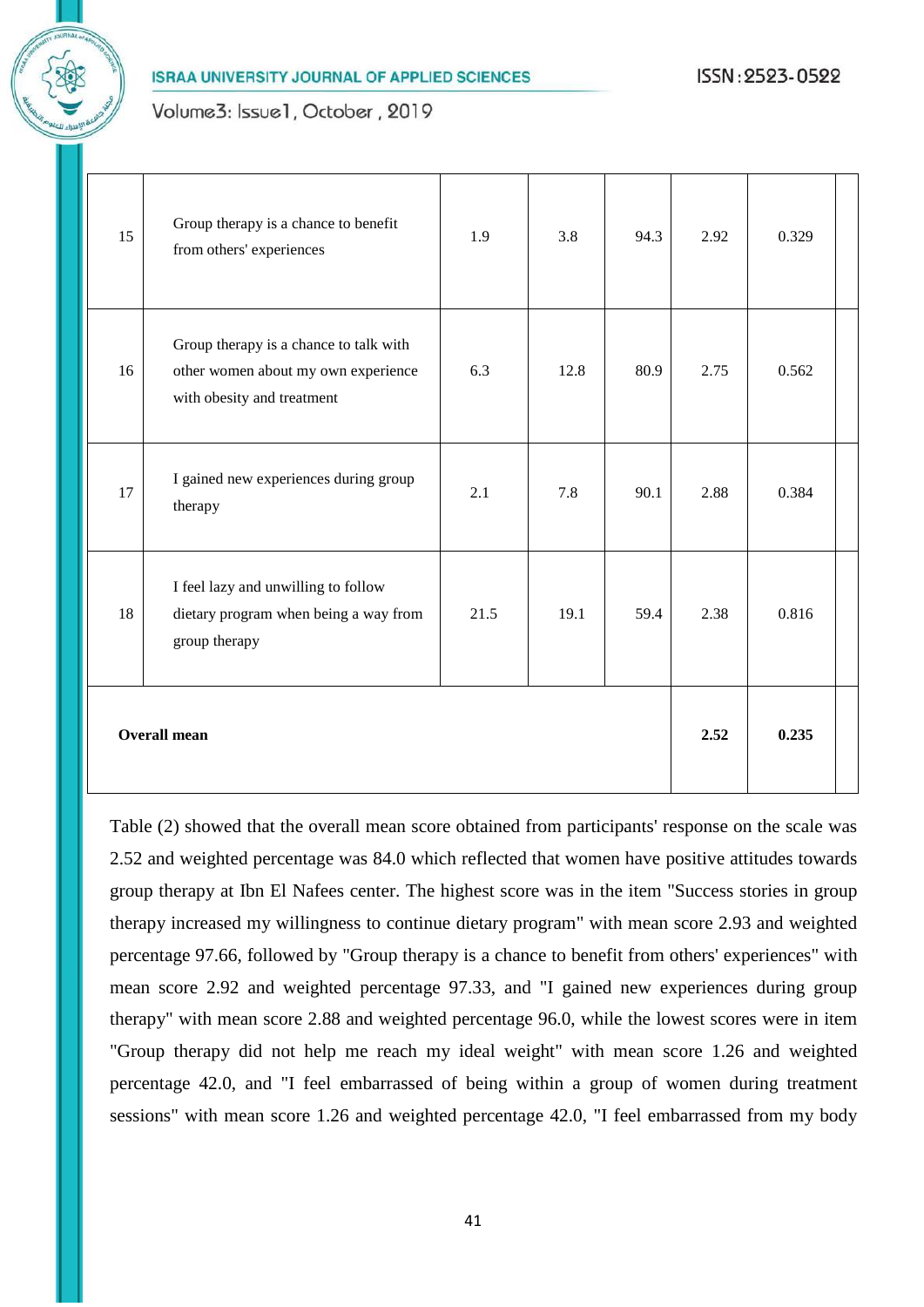| 15 | Group therapy is a chance to benefit from others' experiences | 1.9 | 3.8 | 94.3 | 2.92 | 0.329 | |
|---|---|---|---|---|---|---|---|
| 16 | Group therapy is a chance to talk with other women about my own experience with obesity and treatment | 6.3 | 12.8 | 80.9 | 2.75 | 0.562 | |
| 17 | I gained new experiences during group therapy | 2.1 | 7.8 | 90.1 | 2.88 | 0.384 | |
| 18 | I feel lazy and unwilling to follow dietary program when being a way from group therapy | 21.5 | 19.1 | 59.4 | 2.38 | 0.816 | |
| **Overall mean** | | | | | **2.52** | **0.235** | |

Table (2) showed that the overall mean score obtained from participants' response on the scale was 2.52 and weighted percentage was 84.0 which reflected that women have positive attitudes towards group therapy at Ibn El Nafees center. The highest score was in the item "Success stories in group therapy increased my willingness to continue dietary program" with mean score 2.93 and weighted percentage 97.66, followed by "Group therapy is a chance to benefit from others' experiences" with mean score 2.92 and weighted percentage 97.33, and "I gained new experiences during group therapy" with mean score 2.88 and weighted percentage 96.0, while the lowest scores were in item "Group therapy did not help me reach my ideal weight" with mean score 1.26 and weighted percentage 42.0, and "I feel embarrassed of being within a group of women during treatment sessions" with mean score 1.26 and weighted percentage 42.0, "I feel embarrassed from my body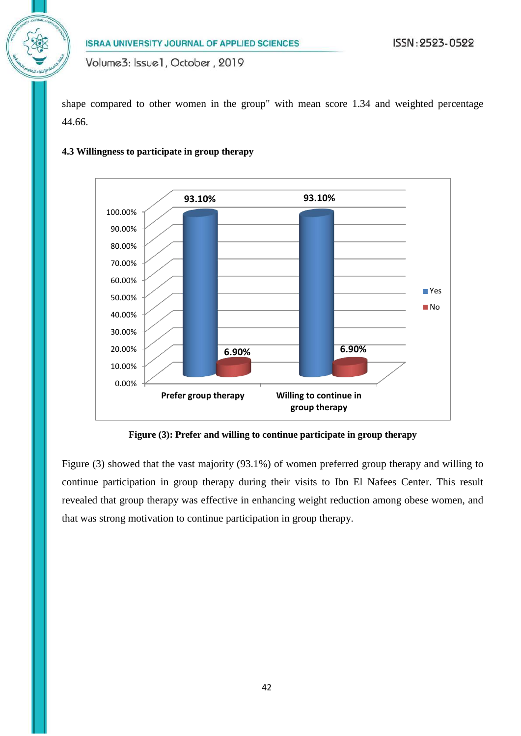shape compared to other women in the group" with mean score 1.34 and weighted percentage 44.66.

#### 4.3 Willingness to participate in group therapy

**Figure (3): Prefer and willing to continue participate in group therapy**

Figure (3) showed that the vast majority (93.1%) of women preferred group therapy and willing to continue participation in group therapy during their visits to Ibn El Nafees Center. This result revealed that group therapy was effective in enhancing weight reduction among obese women, and that was strong motivation to continue participation in group therapy.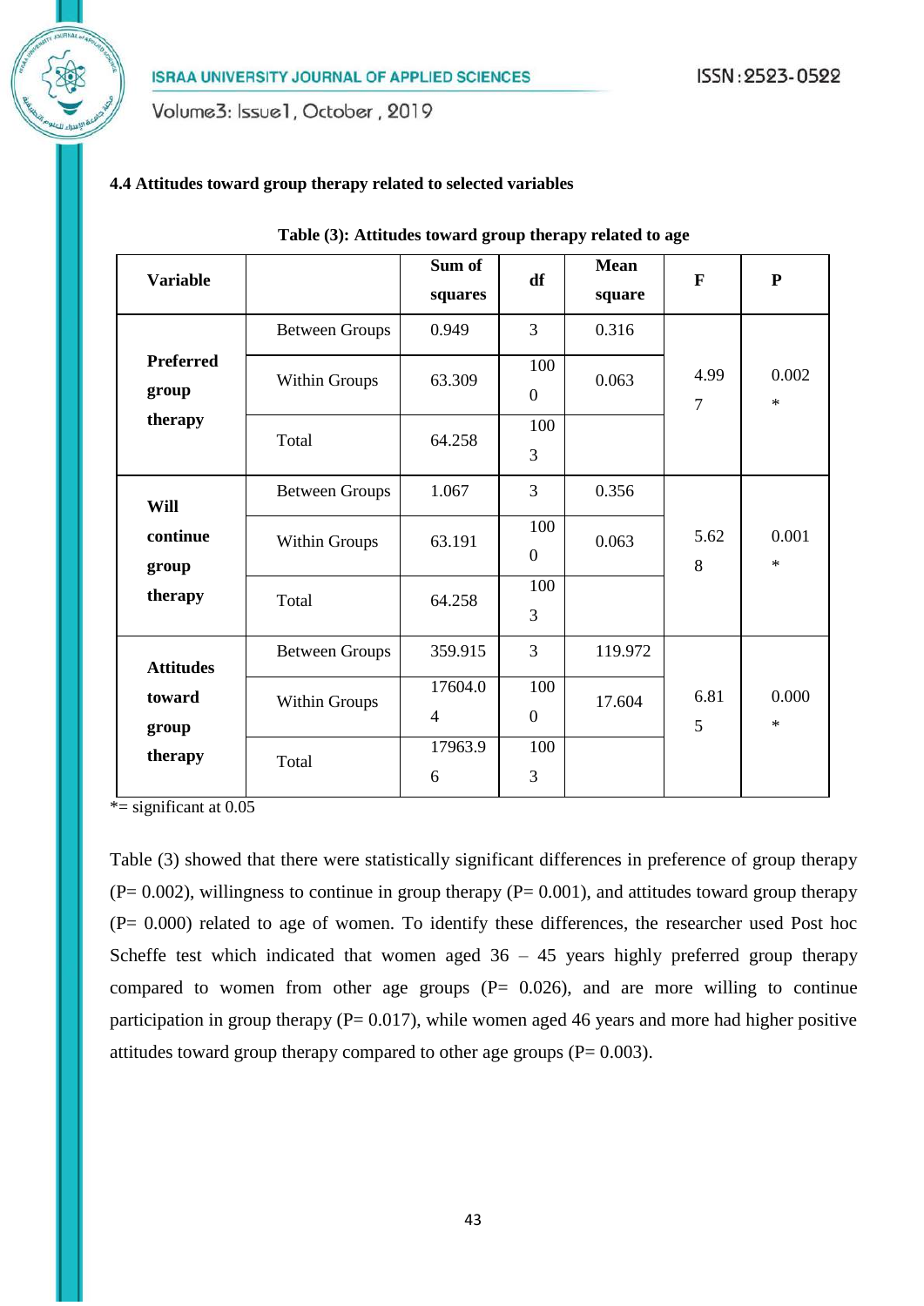### 4.4 Attitudes toward group therapy related to selected variables

**Table (3): Attitudes toward group therapy related to age**

| Variable | | Sum of squares | df | Mean square | F | P |
|---|---|---|---|---|---|---|
| Preferred group therapy | Between Groups | 0.949 | 3 | 0.316 | 4.997 | 0.002 * |
| | Within Groups | 63.309 | 1000 | 0.063 | | |
| | Total | 64.258 | 1003 | | | |
| Will continue group therapy | Between Groups | 1.067 | 3 | 0.356 | 5.628 | 0.001 * |
| | Within Groups | 63.191 | 1000 | 0.063 | | |
| | Total | 64.258 | 1003 | | | |
| Attitudes toward group therapy | Between Groups | 359.915 | 3 | 119.972 | 6.815 | 0.000 * |
| | Within Groups | 17604.04 | 1000 | 17.604 | | |
| | Total | 17963.96 | 1003 | | | |

*= significant at 0.05

Table (3) showed that there were statistically significant differences in preference of group therapy (P= 0.002), willingness to continue in group therapy (P= 0.001), and attitudes toward group therapy (P= 0.000) related to age of women. To identify these differences, the researcher used Post hoc Scheffe test which indicated that women aged 36 – 45 years highly preferred group therapy compared to women from other age groups (P= 0.026), and are more willing to continue participation in group therapy (P= 0.017), while women aged 46 years and more had higher positive attitudes toward group therapy compared to other age groups (P= 0.003).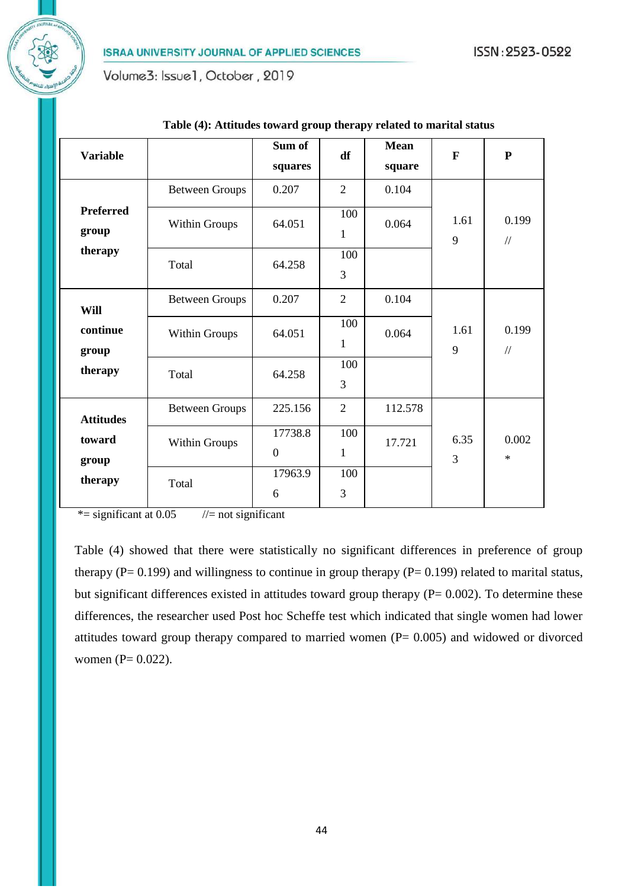**Table (4): Attitudes toward group therapy related to marital status**

| Variable | | Sum of squares | df | Mean square | F | P |
|---|---|---|---|---|---|---|
| Preferred group therapy | Between Groups | 0.207 | 2 | 0.104 | 1.619 | 0.199 // |
| | Within Groups | 64.051 | 1001 | 0.064 | | |
| | Total | 64.258 | 1003 | | | |
| Will continue group therapy | Between Groups | 0.207 | 2 | 0.104 | 1.619 | 0.199 // |
| | Within Groups | 64.051 | 1001 | 0.064 | | |
| | Total | 64.258 | 1003 | | | |
| Attitudes toward group therapy | Between Groups | 225.156 | 2 | 112.578 | 6.353 | 0.002 * |
| | Within Groups | 17738.80 | 1001 | 17.721 | | |
| | Total | 17963.96 | 1003 | | | |

*= significant at 0.05 //= not significant

Table (4) showed that there were statistically no significant differences in preference of group therapy (P= 0.199) and willingness to continue in group therapy (P= 0.199) related to marital status, but significant differences existed in attitudes toward group therapy (P= 0.002). To determine these differences, the researcher used Post hoc Scheffe test which indicated that single women had lower attitudes toward group therapy compared to married women (P= 0.005) and widowed or divorced women (P= 0.022).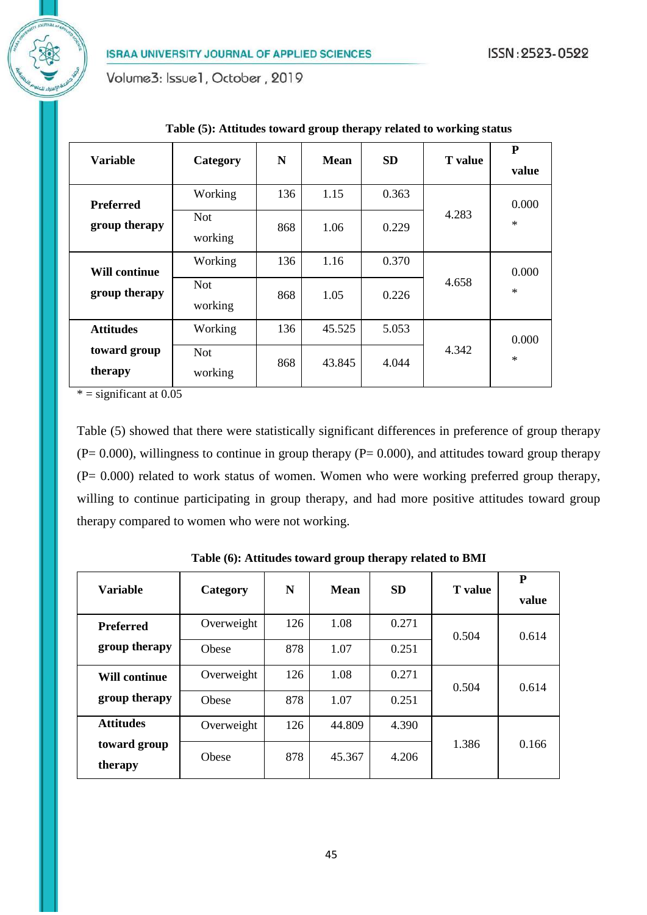**Table (5): Attitudes toward group therapy related to working status**

| Variable | Category | N | Mean | SD | T value | P value |
|---|---|---|---|---|---|---|
| **Preferred group therapy** | Working | 136 | 1.15 | 0.363 | 4.283 | 0.000 * |
| | Not working | 868 | 1.06 | 0.229 | | |
| **Will continue group therapy** | Working | 136 | 1.16 | 0.370 | 4.658 | 0.000 * |
| | Not working | 868 | 1.05 | 0.226 | | |
| **Attitudes toward group therapy** | Working | 136 | 45.525 | 5.053 | 4.342 | 0.000 * |
| | Not working | 868 | 43.845 | 4.044 | | |

* = significant at 0.05

Table (5) showed that there were statistically significant differences in preference of group therapy (P= 0.000), willingness to continue in group therapy (P= 0.000), and attitudes toward group therapy (P= 0.000) related to work status of women. Women who were working preferred group therapy, willing to continue participating in group therapy, and had more positive attitudes toward group therapy compared to women who were not working.

**Table (6): Attitudes toward group therapy related to BMI**

| Variable | Category | N | Mean | SD | T value | P value |
|---|---|---|---|---|---|---|
| **Preferred group therapy** | Overweight | 126 | 1.08 | 0.271 | 0.504 | 0.614 |
| | Obese | 878 | 1.07 | 0.251 | | |
| **Will continue group therapy** | Overweight | 126 | 1.08 | 0.271 | 0.504 | 0.614 |
| | Obese | 878 | 1.07 | 0.251 | | |
| **Attitudes toward group therapy** | Overweight | 126 | 44.809 | 4.390 | 1.386 | 0.166 |
| | Obese | 878 | 45.367 | 4.206 | | |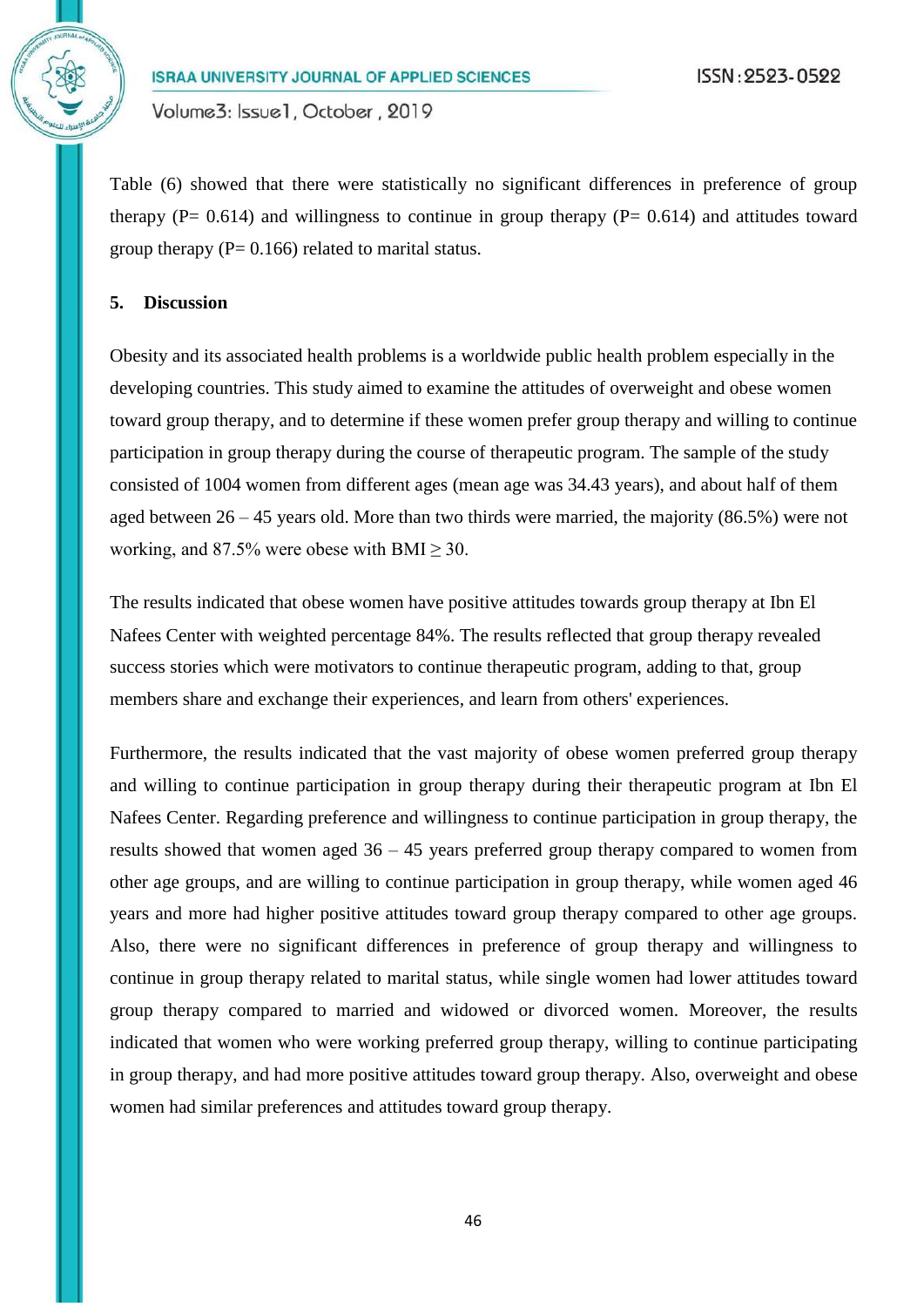Table (6) showed that there were statistically no significant differences in preference of group therapy ($P= 0.614$) and willingness to continue in group therapy ($P= 0.614$) and attitudes toward group therapy ($P= 0.166$) related to marital status.

## 5. Discussion

Obesity and its associated health problems is a worldwide public health problem especially in the developing countries. This study aimed to examine the attitudes of overweight and obese women toward group therapy, and to determine if these women prefer group therapy and willing to continue participation in group therapy during the course of therapeutic program. The sample of the study consisted of 1004 women from different ages (mean age was 34.43 years), and about half of them aged between 26 – 45 years old. More than two thirds were married, the majority (86.5%) were not working, and 87.5% were obese with $BMI \geq 30$.

The results indicated that obese women have positive attitudes towards group therapy at Ibn El Nafees Center with weighted percentage 84%. The results reflected that group therapy revealed success stories which were motivators to continue therapeutic program, adding to that, group members share and exchange their experiences, and learn from others' experiences.

Furthermore, the results indicated that the vast majority of obese women preferred group therapy and willing to continue participation in group therapy during their therapeutic program at Ibn El Nafees Center. Regarding preference and willingness to continue participation in group therapy, the results showed that women aged 36 – 45 years preferred group therapy compared to women from other age groups, and are willing to continue participation in group therapy, while women aged 46 years and more had higher positive attitudes toward group therapy compared to other age groups. Also, there were no significant differences in preference of group therapy and willingness to continue in group therapy related to marital status, while single women had lower attitudes toward group therapy compared to married and widowed or divorced women. Moreover, the results indicated that women who were working preferred group therapy, willing to continue participating in group therapy, and had more positive attitudes toward group therapy. Also, overweight and obese women had similar preferences and attitudes toward group therapy.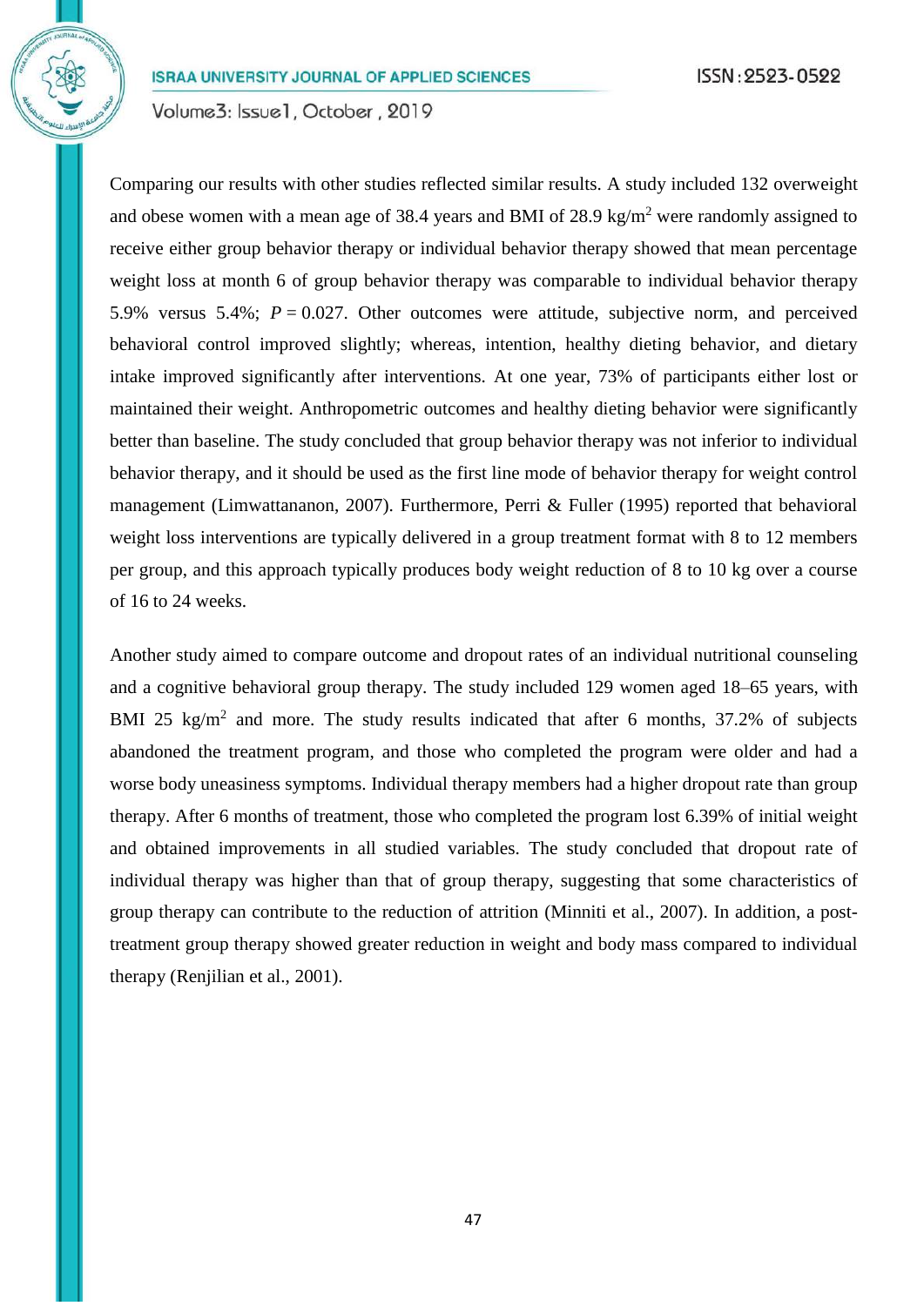Comparing our results with other studies reflected similar results. A study included 132 overweight and obese women with a mean age of 38.4 years and BMI of 28.9 $kg/m^2$ were randomly assigned to receive either group behavior therapy or individual behavior therapy showed that mean percentage weight loss at month 6 of group behavior therapy was comparable to individual behavior therapy 5.9% versus 5.4%; $P = 0.027$. Other outcomes were attitude, subjective norm, and perceived behavioral control improved slightly; whereas, intention, healthy dieting behavior, and dietary intake improved significantly after interventions. At one year, 73% of participants either lost or maintained their weight. Anthropometric outcomes and healthy dieting behavior were significantly better than baseline. The study concluded that group behavior therapy was not inferior to individual behavior therapy, and it should be used as the first line mode of behavior therapy for weight control management (Limwattananon, 2007). Furthermore, Perri & Fuller (1995) reported that behavioral weight loss interventions are typically delivered in a group treatment format with 8 to 12 members per group, and this approach typically produces body weight reduction of 8 to 10 kg over a course of 16 to 24 weeks.

Another study aimed to compare outcome and dropout rates of an individual nutritional counseling and a cognitive behavioral group therapy. The study included 129 women aged 18–65 years, with BMI 25 $kg/m^2$ and more. The study results indicated that after 6 months, 37.2% of subjects abandoned the treatment program, and those who completed the program were older and had a worse body uneasiness symptoms. Individual therapy members had a higher dropout rate than group therapy. After 6 months of treatment, those who completed the program lost 6.39% of initial weight and obtained improvements in all studied variables. The study concluded that dropout rate of individual therapy was higher than that of group therapy, suggesting that some characteristics of group therapy can contribute to the reduction of attrition (Minniti et al., 2007). In addition, a post-treatment group therapy showed greater reduction in weight and body mass compared to individual therapy (Renjilian et al., 2001).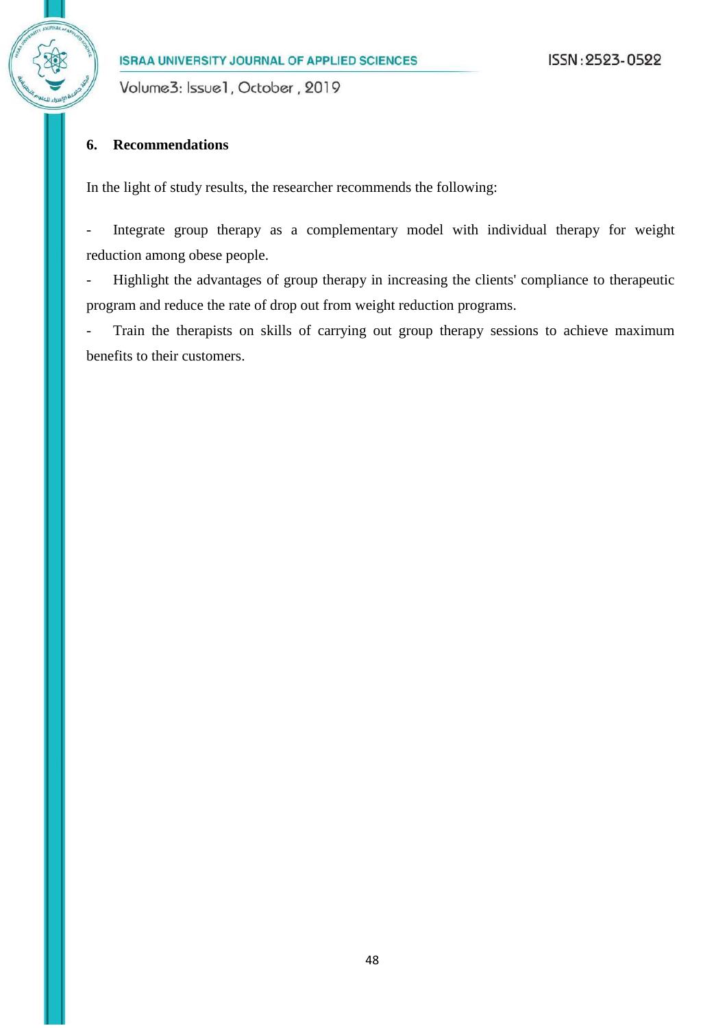## 6. Recommendations

In the light of study results, the researcher recommends the following:

- Integrate group therapy as a complementary model with individual therapy for weight reduction among obese people.
- Highlight the advantages of group therapy in increasing the clients' compliance to therapeutic program and reduce the rate of drop out from weight reduction programs.
- Train the therapists on skills of carrying out group therapy sessions to achieve maximum benefits to their customers.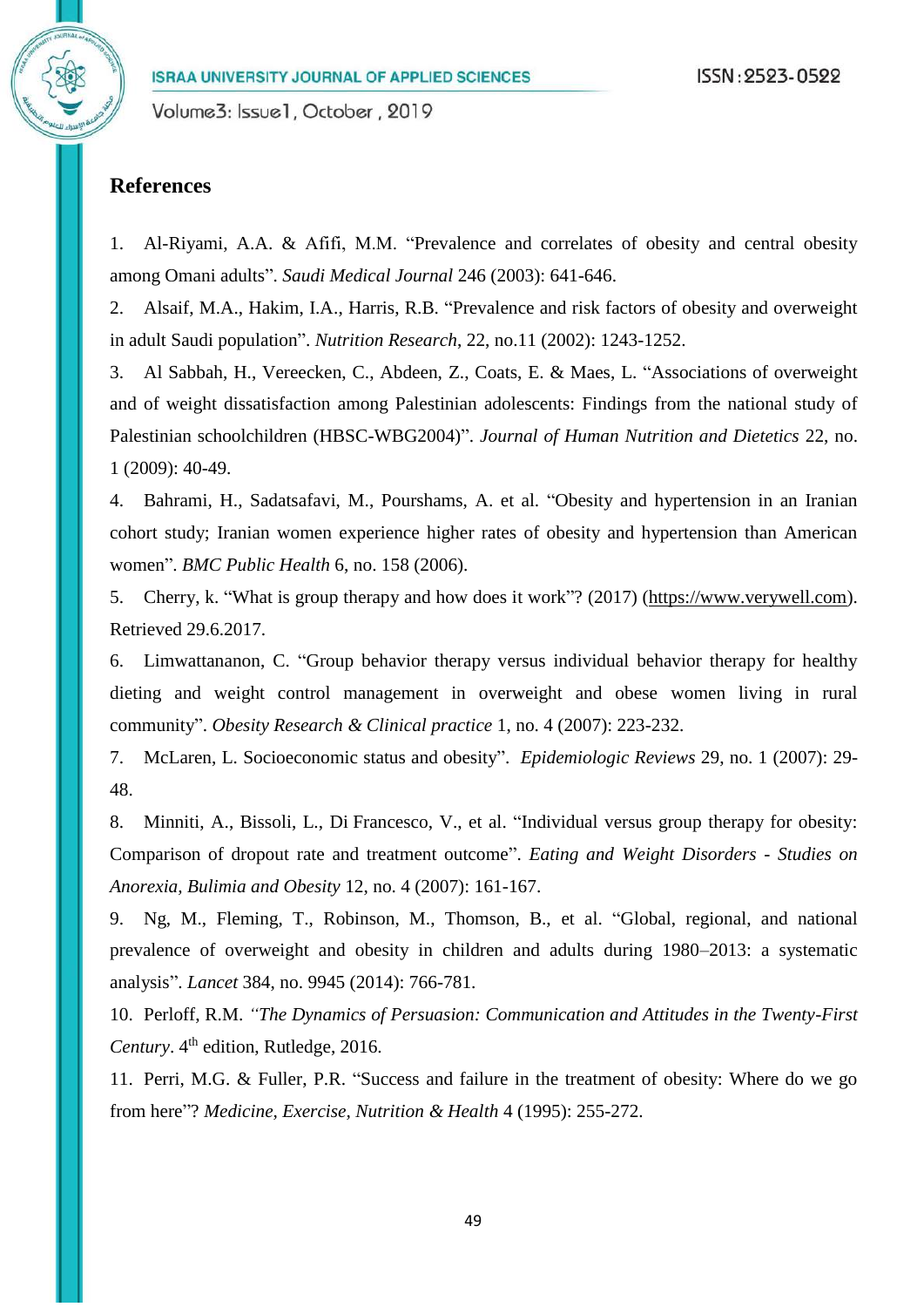## References

1. Al-Riyami, A.A. & Afifi, M.M. "Prevalence and correlates of obesity and central obesity among Omani adults". *Saudi Medical Journal* 246 (2003): 641-646.
2. Alsaif, M.A., Hakim, I.A., Harris, R.B. "Prevalence and risk factors of obesity and overweight in adult Saudi population". *Nutrition Research*, 22, no.11 (2002): 1243-1252.
3. Al Sabbah, H., Vereecken, C., Abdeen, Z., Coats, E. & Maes, L. "Associations of overweight and of weight dissatisfaction among Palestinian adolescents: Findings from the national study of Palestinian schoolchildren (HBSC-WBG2004)". *Journal of Human Nutrition and Dietetics* 22, no. 1 (2009): 40-49.
4. Bahrami, H., Sadatsafavi, M., Pourshams, A. et al. "Obesity and hypertension in an Iranian cohort study; Iranian women experience higher rates of obesity and hypertension than American women". *BMC Public Health* 6, no. 158 (2006).
5. Cherry, k. "What is group therapy and how does it work"? (2017) (https://www.verywell.com). Retrieved 29.6.2017.
6. Limwattananon, C. "Group behavior therapy versus individual behavior therapy for healthy dieting and weight control management in overweight and obese women living in rural community". *Obesity Research & Clinical practice* 1, no. 4 (2007): 223-232.
7. McLaren, L. Socioeconomic status and obesity". *Epidemiologic Reviews* 29, no. 1 (2007): 29-48.
8. Minniti, A., Bissoli, L., Di Francesco, V., et al. "Individual versus group therapy for obesity: Comparison of dropout rate and treatment outcome". *Eating and Weight Disorders - Studies on Anorexia, Bulimia and Obesity* 12, no. 4 (2007): 161-167.
9. Ng, M., Fleming, T., Robinson, M., Thomson, B., et al. "Global, regional, and national prevalence of overweight and obesity in children and adults during 1980–2013: a systematic analysis". *Lancet* 384, no. 9945 (2014): 766-781.
10. Perloff, R.M. *"The Dynamics of Persuasion: Communication and Attitudes in the Twenty-First Century*. 4th edition, Rutledge, 2016.
11. Perri, M.G. & Fuller, P.R. "Success and failure in the treatment of obesity: Where do we go from here"? *Medicine, Exercise, Nutrition & Health* 4 (1995): 255-272.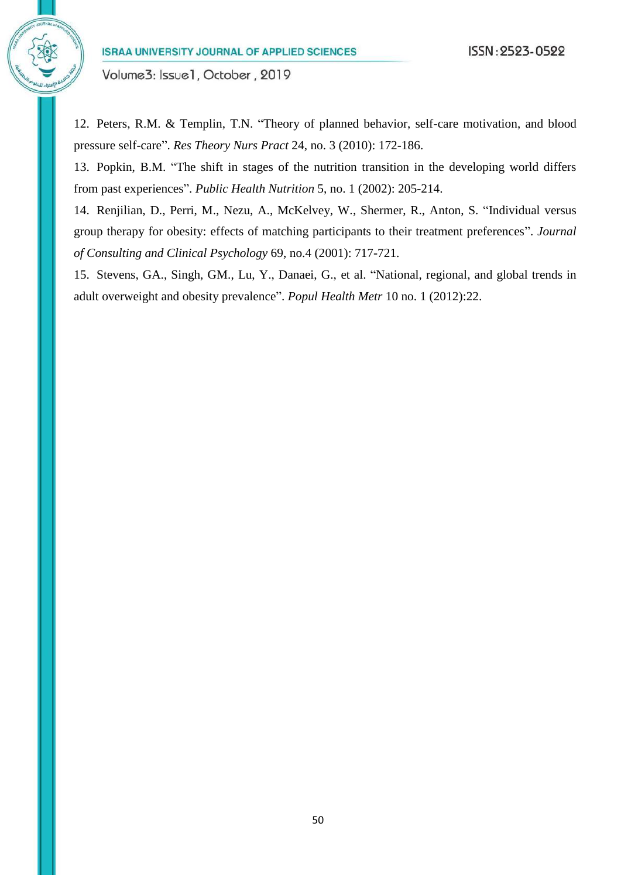12. Peters, R.M. & Templin, T.N. "Theory of planned behavior, self-care motivation, and blood pressure self-care". *Res Theory Nurs Pract* 24, no. 3 (2010): 172-186.

13. Popkin, B.M. "The shift in stages of the nutrition transition in the developing world differs from past experiences". *Public Health Nutrition* 5, no. 1 (2002): 205-214.

14. Renjilian, D., Perri, M., Nezu, A., McKelvey, W., Shermer, R., Anton, S. "Individual versus group therapy for obesity: effects of matching participants to their treatment preferences". *Journal of Consulting and Clinical Psychology* 69, no.4 (2001): 717-721.

15. Stevens, GA., Singh, GM., Lu, Y., Danaei, G., et al. "National, regional, and global trends in adult overweight and obesity prevalence". *Popul Health Metr* 10 no. 1 (2012):22.